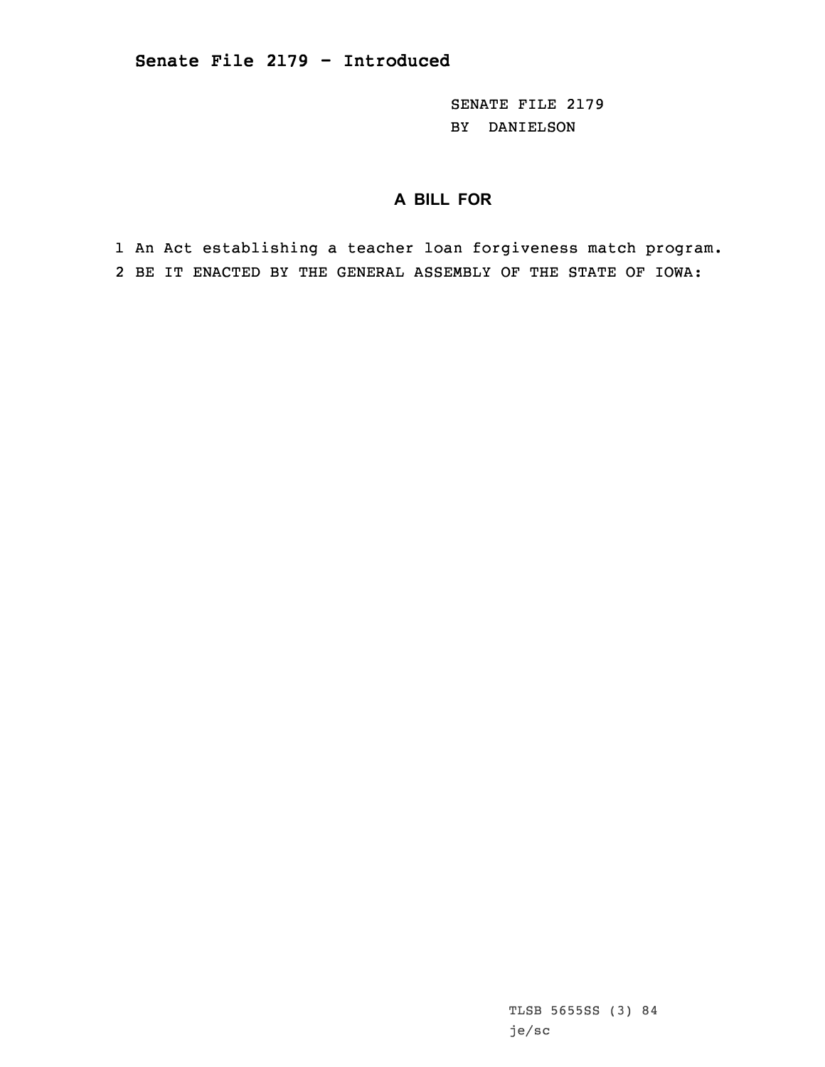## Senate File 2179 - Introduced

SENATE FILE 2179
BY DANIELSON

**A BILL FOR**

1 An Act establishing a teacher loan forgiveness match program.
2 BE IT ENACTED BY THE GENERAL ASSEMBLY OF THE STATE OF IOWA:

TLSB 5655SS (3) 84
je/sc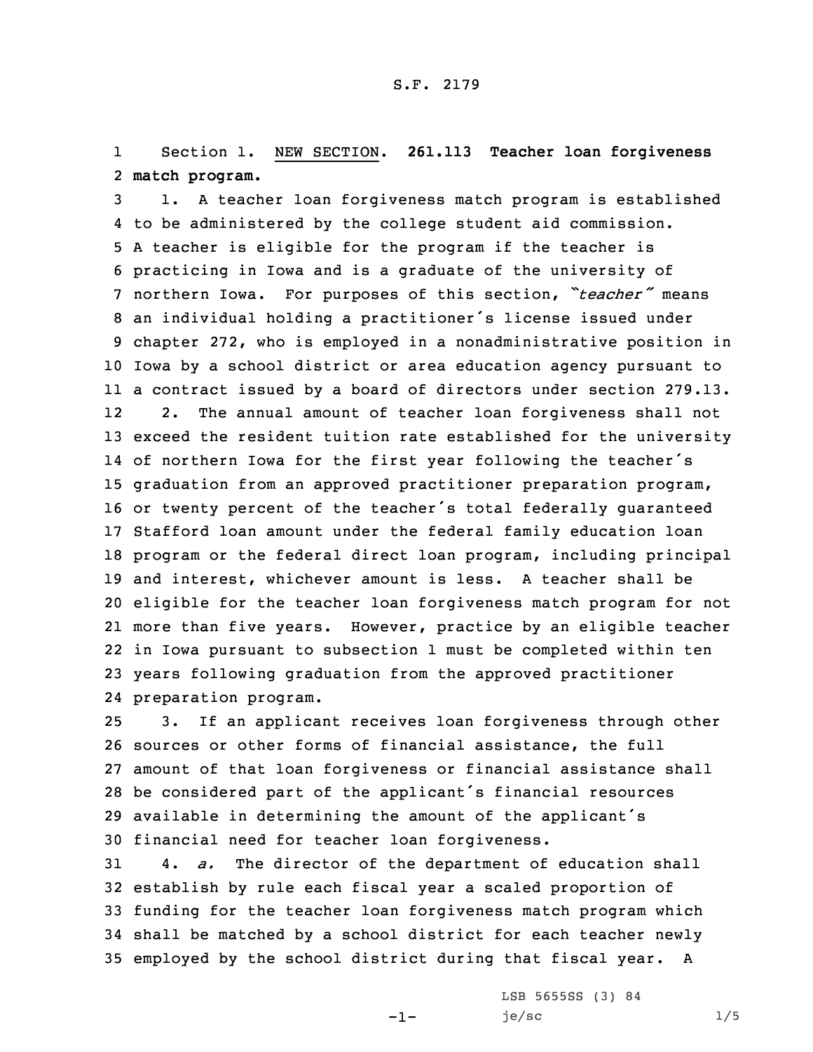S.F. 2179

Section 1. NEW SECTION. **261.113 Teacher loan forgiveness match program.**

1. A teacher loan forgiveness match program is established to be administered by the college student aid commission. A teacher is eligible for the program if the teacher is practicing in Iowa and is a graduate of the university of northern Iowa. For purposes of this section, *"teacher"* means an individual holding a practitioner's license issued under chapter 272, who is employed in a nonadministrative position in Iowa by a school district or area education agency pursuant to a contract issued by a board of directors under section 279.13.

2. The annual amount of teacher loan forgiveness shall not exceed the resident tuition rate established for the university of northern Iowa for the first year following the teacher's graduation from an approved practitioner preparation program, or twenty percent of the teacher's total federally guaranteed Stafford loan amount under the federal family education loan program or the federal direct loan program, including principal and interest, whichever amount is less. A teacher shall be eligible for the teacher loan forgiveness match program for not more than five years. However, practice by an eligible teacher in Iowa pursuant to subsection 1 must be completed within ten years following graduation from the approved practitioner preparation program.

3. If an applicant receives loan forgiveness through other sources or other forms of financial assistance, the full amount of that loan forgiveness or financial assistance shall be considered part of the applicant's financial resources available in determining the amount of the applicant's financial need for teacher loan forgiveness.

4. *a.* The director of the department of education shall establish by rule each fiscal year a scaled proportion of funding for the teacher loan forgiveness match program which shall be matched by a school district for each teacher newly employed by the school district during that fiscal year. A

LSB 5655SS (3) 84
je/sc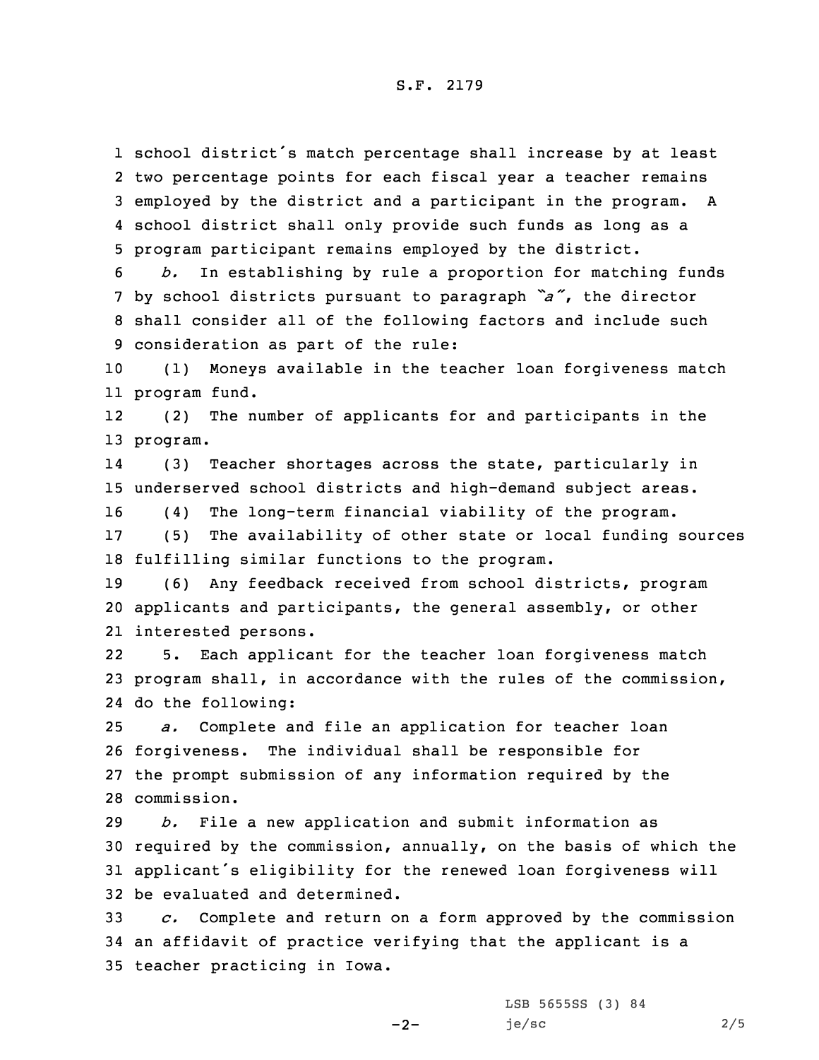school district's match percentage shall increase by at least two percentage points for each fiscal year a teacher remains employed by the district and a participant in the program. A school district shall only provide such funds as long as a program participant remains employed by the district.

*b.* In establishing by rule a proportion for matching funds by school districts pursuant to paragraph *"a"*, the director shall consider all of the following factors and include such consideration as part of the rule:

(1) Moneys available in the teacher loan forgiveness match program fund.

(2) The number of applicants for and participants in the program.

(3) Teacher shortages across the state, particularly in underserved school districts and high-demand subject areas.

(4) The long-term financial viability of the program.

(5) The availability of other state or local funding sources fulfilling similar functions to the program.

(6) Any feedback received from school districts, program applicants and participants, the general assembly, or other interested persons.

5. Each applicant for the teacher loan forgiveness match program shall, in accordance with the rules of the commission, do the following:

*a.* Complete and file an application for teacher loan forgiveness. The individual shall be responsible for the prompt submission of any information required by the commission.

*b.* File a new application and submit information as required by the commission, annually, on the basis of which the applicant's eligibility for the renewed loan forgiveness will be evaluated and determined.

*c.* Complete and return on a form approved by the commission an affidavit of practice verifying that the applicant is a teacher practicing in Iowa.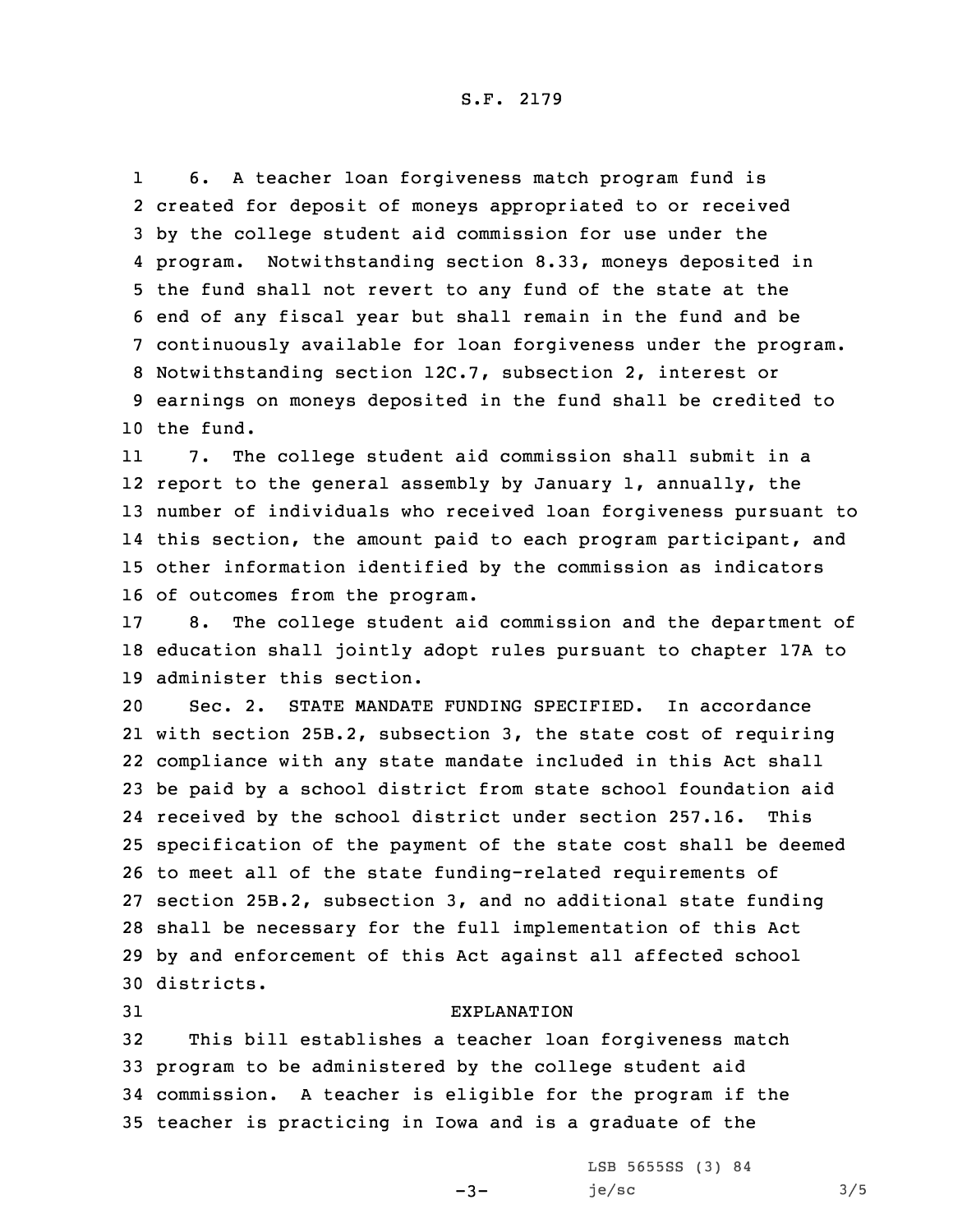6. A teacher loan forgiveness match program fund is created for deposit of moneys appropriated to or received by the college student aid commission for use under the program. Notwithstanding section 8.33, moneys deposited in the fund shall not revert to any fund of the state at the end of any fiscal year but shall remain in the fund and be continuously available for loan forgiveness under the program. Notwithstanding section 12C.7, subsection 2, interest or earnings on moneys deposited in the fund shall be credited to the fund.

7. The college student aid commission shall submit in a report to the general assembly by January 1, annually, the number of individuals who received loan forgiveness pursuant to this section, the amount paid to each program participant, and other information identified by the commission as indicators of outcomes from the program.

8. The college student aid commission and the department of education shall jointly adopt rules pursuant to chapter 17A to administer this section.

Sec. 2. STATE MANDATE FUNDING SPECIFIED. In accordance with section 25B.2, subsection 3, the state cost of requiring compliance with any state mandate included in this Act shall be paid by a school district from state school foundation aid received by the school district under section 257.16. This specification of the payment of the state cost shall be deemed to meet all of the state funding-related requirements of section 25B.2, subsection 3, and no additional state funding shall be necessary for the full implementation of this Act by and enforcement of this Act against all affected school districts.

EXPLANATION

This bill establishes a teacher loan forgiveness match program to be administered by the college student aid commission. A teacher is eligible for the program if the teacher is practicing in Iowa and is a graduate of the

LSB 5655SS (3) 84
je/sc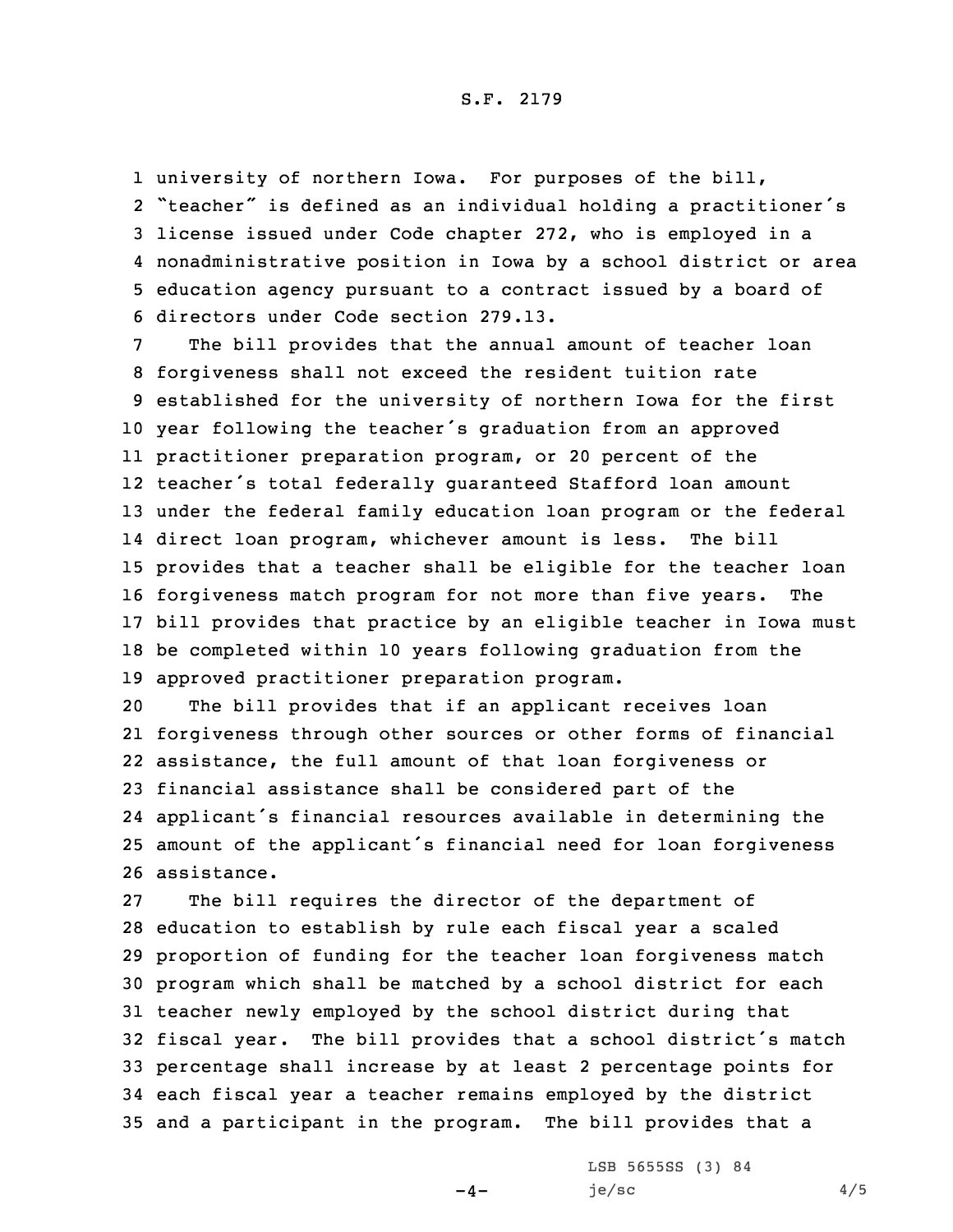university of northern Iowa. For purposes of the bill, "teacher" is defined as an individual holding a practitioner's license issued under Code chapter 272, who is employed in a nonadministrative position in Iowa by a school district or area education agency pursuant to a contract issued by a board of directors under Code section 279.13.

The bill provides that the annual amount of teacher loan forgiveness shall not exceed the resident tuition rate established for the university of northern Iowa for the first year following the teacher's graduation from an approved practitioner preparation program, or 20 percent of the teacher's total federally guaranteed Stafford loan amount under the federal family education loan program or the federal direct loan program, whichever amount is less. The bill provides that a teacher shall be eligible for the teacher loan forgiveness match program for not more than five years. The bill provides that practice by an eligible teacher in Iowa must be completed within 10 years following graduation from the approved practitioner preparation program.

The bill provides that if an applicant receives loan forgiveness through other sources or other forms of financial assistance, the full amount of that loan forgiveness or financial assistance shall be considered part of the applicant's financial resources available in determining the amount of the applicant's financial need for loan forgiveness assistance.

The bill requires the director of the department of education to establish by rule each fiscal year a scaled proportion of funding for the teacher loan forgiveness match program which shall be matched by a school district for each teacher newly employed by the school district during that fiscal year. The bill provides that a school district's match percentage shall increase by at least 2 percentage points for each fiscal year a teacher remains employed by the district and a participant in the program. The bill provides that a

LSB 5655SS (3) 84
je/sc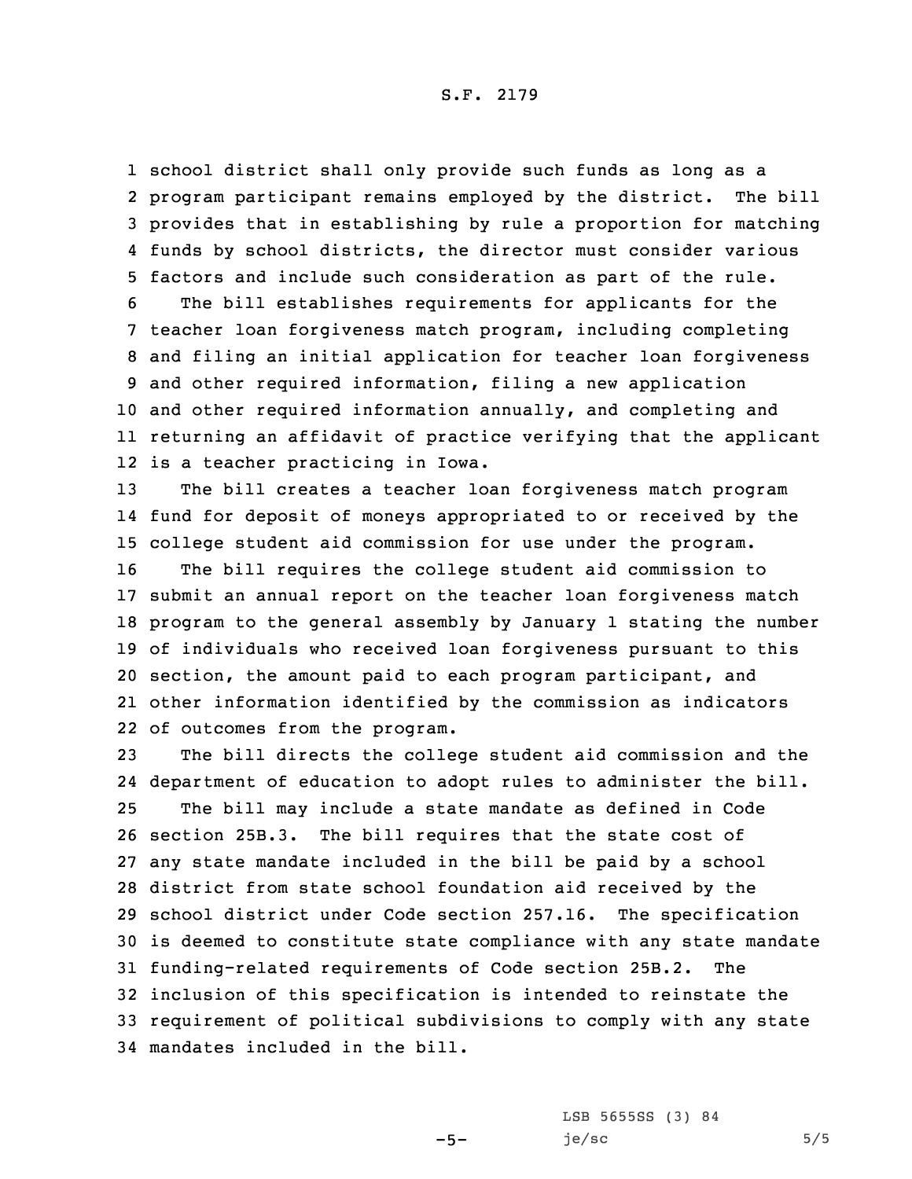school district shall only provide such funds as long as a program participant remains employed by the district. The bill provides that in establishing by rule a proportion for matching funds by school districts, the director must consider various factors and include such consideration as part of the rule.

The bill establishes requirements for applicants for the teacher loan forgiveness match program, including completing and filing an initial application for teacher loan forgiveness and other required information, filing a new application and other required information annually, and completing and returning an affidavit of practice verifying that the applicant is a teacher practicing in Iowa.

The bill creates a teacher loan forgiveness match program fund for deposit of moneys appropriated to or received by the college student aid commission for use under the program.

The bill requires the college student aid commission to submit an annual report on the teacher loan forgiveness match program to the general assembly by January 1 stating the number of individuals who received loan forgiveness pursuant to this section, the amount paid to each program participant, and other information identified by the commission as indicators of outcomes from the program.

The bill directs the college student aid commission and the department of education to adopt rules to administer the bill.

The bill may include a state mandate as defined in Code section 25B.3. The bill requires that the state cost of any state mandate included in the bill be paid by a school district from state school foundation aid received by the school district under Code section 257.16. The specification is deemed to constitute state compliance with any state mandate funding-related requirements of Code section 25B.2. The inclusion of this specification is intended to reinstate the requirement of political subdivisions to comply with any state mandates included in the bill.